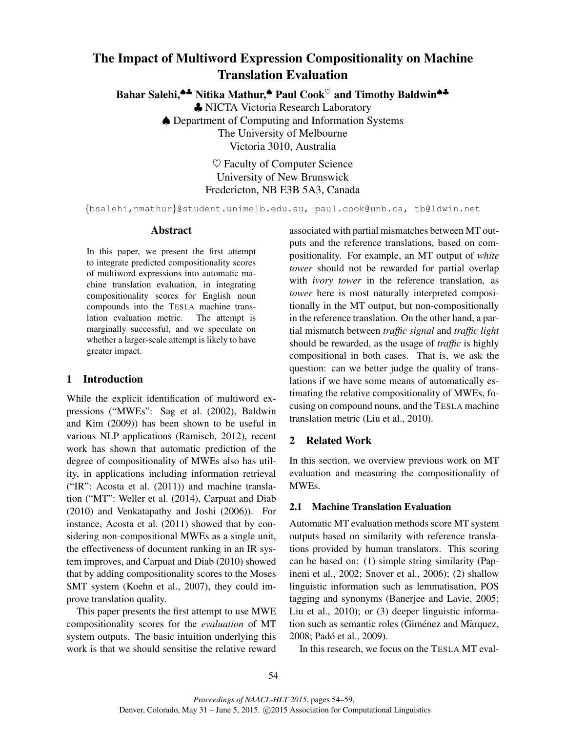# The Impact of Multiword Expression Compositionality on Machine Translation Evaluation

**Bahar Salehi,[♠♣] Nitika Mathur,[♠] Paul Cook[♡] and Timothy Baldwin[♠♣]**

♣ NICTA Victoria Research Laboratory
♠ Department of Computing and Information Systems
The University of Melbourne
Victoria 3010, Australia

♡ Faculty of Computer Science
University of New Brunswick
Fredericton, NB E3B 5A3, Canada

{bsalehi,nmathur}@student.unimelb.edu.au, paul.cook@unb.ca, tb@ldwin.net

## Abstract

In this paper, we present the first attempt to integrate predicted compositionality scores of multiword expressions into automatic machine translation evaluation, in integrating compositionality scores for English noun compounds into the TESLA machine translation evaluation metric. The attempt is marginally successful, and we speculate on whether a larger-scale attempt is likely to have greater impact.

## 1 Introduction

While the explicit identification of multiword expressions ("MWEs": Sag et al. (2002), Baldwin and Kim (2009)) has been shown to be useful in various NLP applications (Ramisch, 2012), recent work has shown that automatic prediction of the degree of compositionality of MWEs also has utility, in applications including information retrieval ("IR": Acosta et al. (2011)) and machine translation ("MT": Weller et al. (2014), Carpuat and Diab (2010) and Venkatapathy and Joshi (2006)). For instance, Acosta et al. (2011) showed that by considering non-compositional MWEs as a single unit, the effectiveness of document ranking in an IR system improves, and Carpuat and Diab (2010) showed that by adding compositionality scores to the Moses SMT system (Koehn et al., 2007), they could improve translation quality.

This paper presents the first attempt to use MWE compositionality scores for the *evaluation* of MT system outputs. The basic intuition underlying this work is that we should sensitise the relative reward associated with partial mismatches between MT outputs and the reference translations, based on compositionality. For example, an MT output of *white tower* should not be rewarded for partial overlap with *ivory tower* in the reference translation, as *tower* here is most naturally interpreted compositionally in the MT output, but non-compositionally in the reference translation. On the other hand, a partial mismatch between *traffic signal* and *traffic light* should be rewarded, as the usage of *traffic* is highly compositional in both cases. That is, we ask the question: can we better judge the quality of translations if we have some means of automatically estimating the relative compositionality of MWEs, focusing on compound nouns, and the TESLA machine translation metric (Liu et al., 2010).

## 2 Related Work

In this section, we overview previous work on MT evaluation and measuring the compositionality of MWEs.

### 2.1 Machine Translation Evaluation

Automatic MT evaluation methods score MT system outputs based on similarity with reference translations provided by human translators. This scoring can be based on: (1) simple string similarity (Papineni et al., 2002; Snover et al., 2006); (2) shallow linguistic information such as lemmatisation, POS tagging and synonyms (Banerjee and Lavie, 2005; Liu et al., 2010); or (3) deeper linguistic information such as semantic roles (Giménez and Màrquez, 2008; Padó et al., 2009).

In this research, we focus on the TESLA MT eval-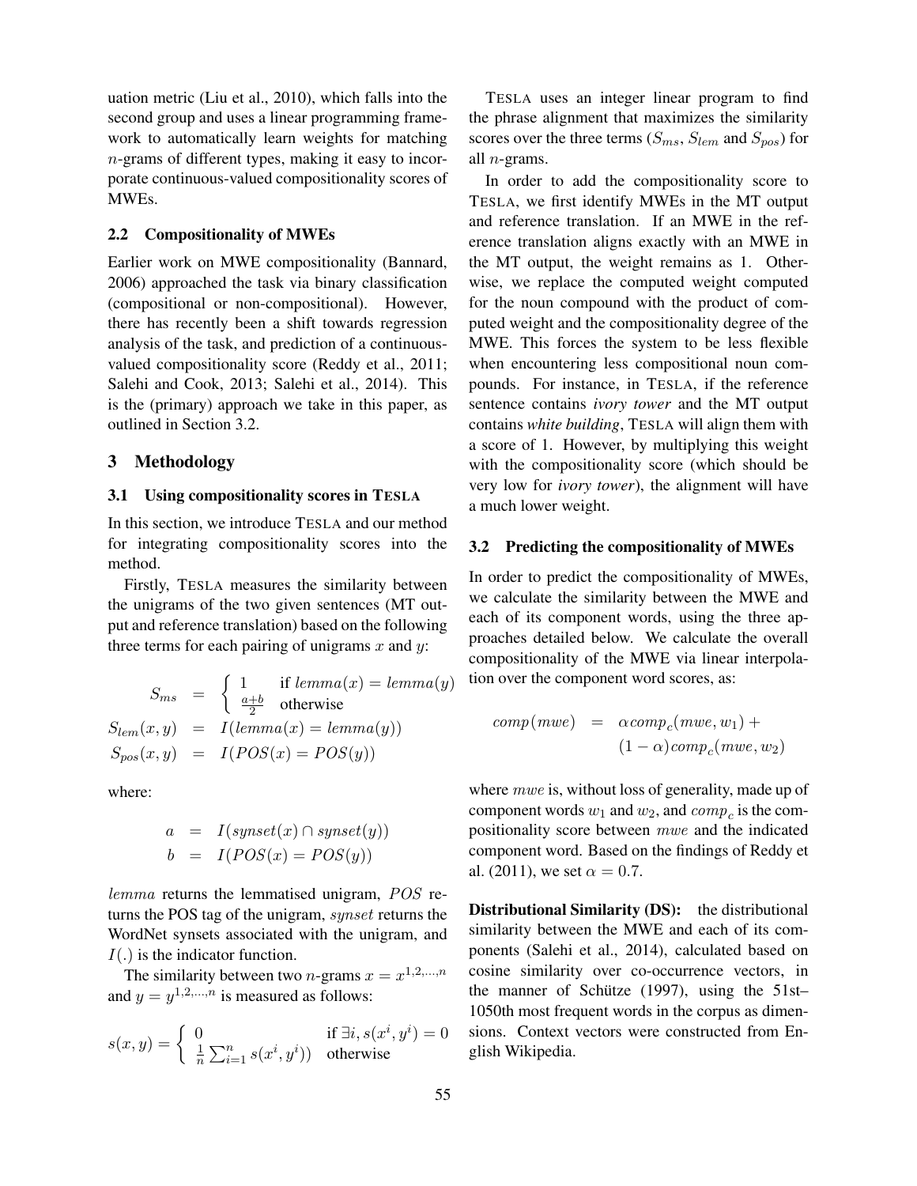uation metric (Liu et al., 2010), which falls into the second group and uses a linear programming framework to automatically learn weights for matching $n$-grams of different types, making it easy to incorporate continuous-valued compositionality scores of MWEs.

### 2.2 Compositionality of MWEs

Earlier work on MWE compositionality (Bannard, 2006) approached the task via binary classification (compositional or non-compositional). However, there has recently been a shift towards regression analysis of the task, and prediction of a continuous-valued compositionality score (Reddy et al., 2011; Salehi and Cook, 2013; Salehi et al., 2014). This is the (primary) approach we take in this paper, as outlined in Section 3.2.

## 3 Methodology

### 3.1 Using compositionality scores in TESLA

In this section, we introduce TESLA and our method for integrating compositionality scores into the method.

Firstly, TESLA measures the similarity between the unigrams of the two given sentences (MT output and reference translation) based on the following three terms for each pairing of unigrams $x$ and $y$:

$$
\begin{aligned}
S_{ms} &= \begin{cases} 1 & \text{if } lemma(x) = lemma(y) \\ \frac{a+b}{2} & \text{otherwise} \end{cases} \\
S_{lem}(x,y) &= I(lemma(x) = lemma(y)) \\
S_{pos}(x,y) &= I(POS(x) = POS(y))
\end{aligned}
$$

where:

$$
\begin{aligned}
a &= I(synset(x) \cap synset(y)) \\
b &= I(POS(x) = POS(y))
\end{aligned}
$$

$lemma$ returns the lemmatised unigram, $POS$ returns the POS tag of the unigram, $synset$ returns the WordNet synsets associated with the unigram, and $I(.)$ is the indicator function.

The similarity between two $n$-grams $x = x^{1,2,\ldots,n}$ and $y = y^{1,2,\ldots,n}$ is measured as follows:

$$
s(x,y) = \begin{cases} 0 & \text{if } \exists i, s(x^i, y^i) = 0 \\ \frac{1}{n}\sum_{i=1}^{n} s(x^i, y^i)) & \text{otherwise} \end{cases}
$$

TESLA uses an integer linear program to find the phrase alignment that maximizes the similarity scores over the three terms ($S_{ms}$, $S_{lem}$ and $S_{pos}$) for all $n$-grams.

In order to add the compositionality score to TESLA, we first identify MWEs in the MT output and reference translation. If an MWE in the reference translation aligns exactly with an MWE in the MT output, the weight remains as 1. Otherwise, we replace the computed weight computed for the noun compound with the product of computed weight and the compositionality degree of the MWE. This forces the system to be less flexible when encountering less compositional noun compounds. For instance, in TESLA, if the reference sentence contains *ivory tower* and the MT output contains *white building*, TESLA will align them with a score of 1. However, by multiplying this weight with the compositionality score (which should be very low for *ivory tower*), the alignment will have a much lower weight.

### 3.2 Predicting the compositionality of MWEs

In order to predict the compositionality of MWEs, we calculate the similarity between the MWE and each of its component words, using the three approaches detailed below. We calculate the overall compositionality of the MWE via linear interpolation over the component word scores, as:

$$
\begin{aligned}
comp(mwe) &= \alpha comp_c(mwe, w_1) + \\
&\quad (1-\alpha) comp_c(mwe, w_2)
\end{aligned}
$$

where $mwe$ is, without loss of generality, made up of component words $w_1$ and $w_2$, and $comp_c$ is the compositionality score between $mwe$ and the indicated component word. Based on the findings of Reddy et al. (2011), we set $\alpha = 0.7$.

**Distributional Similarity (DS):** the distributional similarity between the MWE and each of its components (Salehi et al., 2014), calculated based on cosine similarity over co-occurrence vectors, in the manner of Schütze (1997), using the 51st–1050th most frequent words in the corpus as dimensions. Context vectors were constructed from English Wikipedia.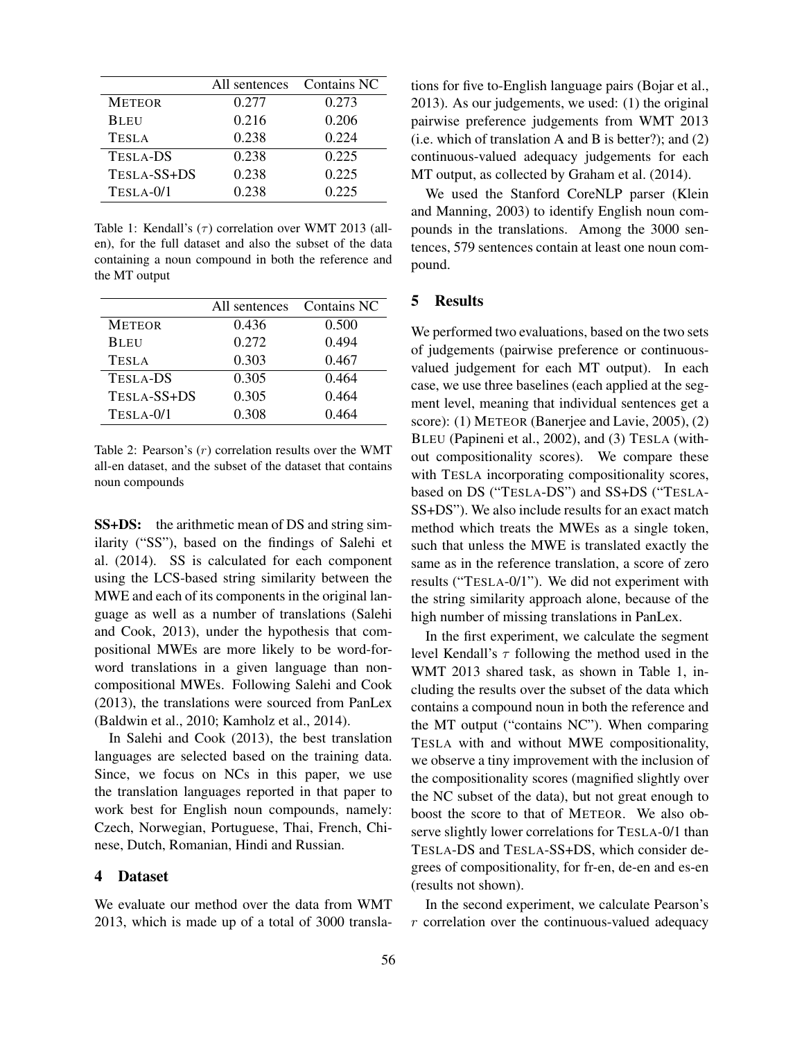|  | All sentences | Contains NC |
|---|---|---|
| METEOR | 0.277 | 0.273 |
| BLEU | 0.216 | 0.206 |
| TESLA | 0.238 | 0.224 |
| TESLA-DS | 0.238 | 0.225 |
| TESLA-SS+DS | 0.238 | 0.225 |
| TESLA-0/1 | 0.238 | 0.225 |

Table 1: Kendall's ($\tau$) correlation over WMT 2013 (all-en), for the full dataset and also the subset of the data containing a noun compound in both the reference and the MT output

|  | All sentences | Contains NC |
|---|---|---|
| METEOR | 0.436 | 0.500 |
| BLEU | 0.272 | 0.494 |
| TESLA | 0.303 | 0.467 |
| TESLA-DS | 0.305 | 0.464 |
| TESLA-SS+DS | 0.305 | 0.464 |
| TESLA-0/1 | 0.308 | 0.464 |

Table 2: Pearson's ($r$) correlation results over the WMT all-en dataset, and the subset of the dataset that contains noun compounds

**SS+DS:** the arithmetic mean of DS and string similarity ("SS"), based on the findings of Salehi et al. (2014). SS is calculated for each component using the LCS-based string similarity between the MWE and each of its components in the original language as well as a number of translations (Salehi and Cook, 2013), under the hypothesis that compositional MWEs are more likely to be word-for-word translations in a given language than non-compositional MWEs. Following Salehi and Cook (2013), the translations were sourced from PanLex (Baldwin et al., 2010; Kamholz et al., 2014).

In Salehi and Cook (2013), the best translation languages are selected based on the training data. Since, we focus on NCs in this paper, we use the translation languages reported in that paper to work best for English noun compounds, namely: Czech, Norwegian, Portuguese, Thai, French, Chinese, Dutch, Romanian, Hindi and Russian.

## 4 Dataset

We evaluate our method over the data from WMT 2013, which is made up of a total of 3000 translations for five to-English language pairs (Bojar et al., 2013). As our judgements, we used: (1) the original pairwise preference judgements from WMT 2013 (i.e. which of translation A and B is better?); and (2) continuous-valued adequacy judgements for each MT output, as collected by Graham et al. (2014).

We used the Stanford CoreNLP parser (Klein and Manning, 2003) to identify English noun compounds in the translations. Among the 3000 sentences, 579 sentences contain at least one noun compound.

## 5 Results

We performed two evaluations, based on the two sets of judgements (pairwise preference or continuous-valued judgement for each MT output). In each case, we use three baselines (each applied at the segment level, meaning that individual sentences get a score): (1) METEOR (Banerjee and Lavie, 2005), (2) BLEU (Papineni et al., 2002), and (3) TESLA (without compositionality scores). We compare these with TESLA incorporating compositionality scores, based on DS ("TESLA-DS") and SS+DS ("TESLA-SS+DS"). We also include results for an exact match method which treats the MWEs as a single token, such that unless the MWE is translated exactly the same as in the reference translation, a score of zero results ("TESLA-0/1"). We did not experiment with the string similarity approach alone, because of the high number of missing translations in PanLex.

In the first experiment, we calculate the segment level Kendall's $\tau$ following the method used in the WMT 2013 shared task, as shown in Table 1, including the results over the subset of the data which contains a compound noun in both the reference and the MT output ("contains NC"). When comparing TESLA with and without MWE compositionality, we observe a tiny improvement with the inclusion of the compositionality scores (magnified slightly over the NC subset of the data), but not great enough to boost the score to that of METEOR. We also observe slightly lower correlations for TESLA-0/1 than TESLA-DS and TESLA-SS+DS, which consider degrees of compositionality, for fr-en, de-en and es-en (results not shown).

In the second experiment, we calculate Pearson's $r$ correlation over the continuous-valued adequacy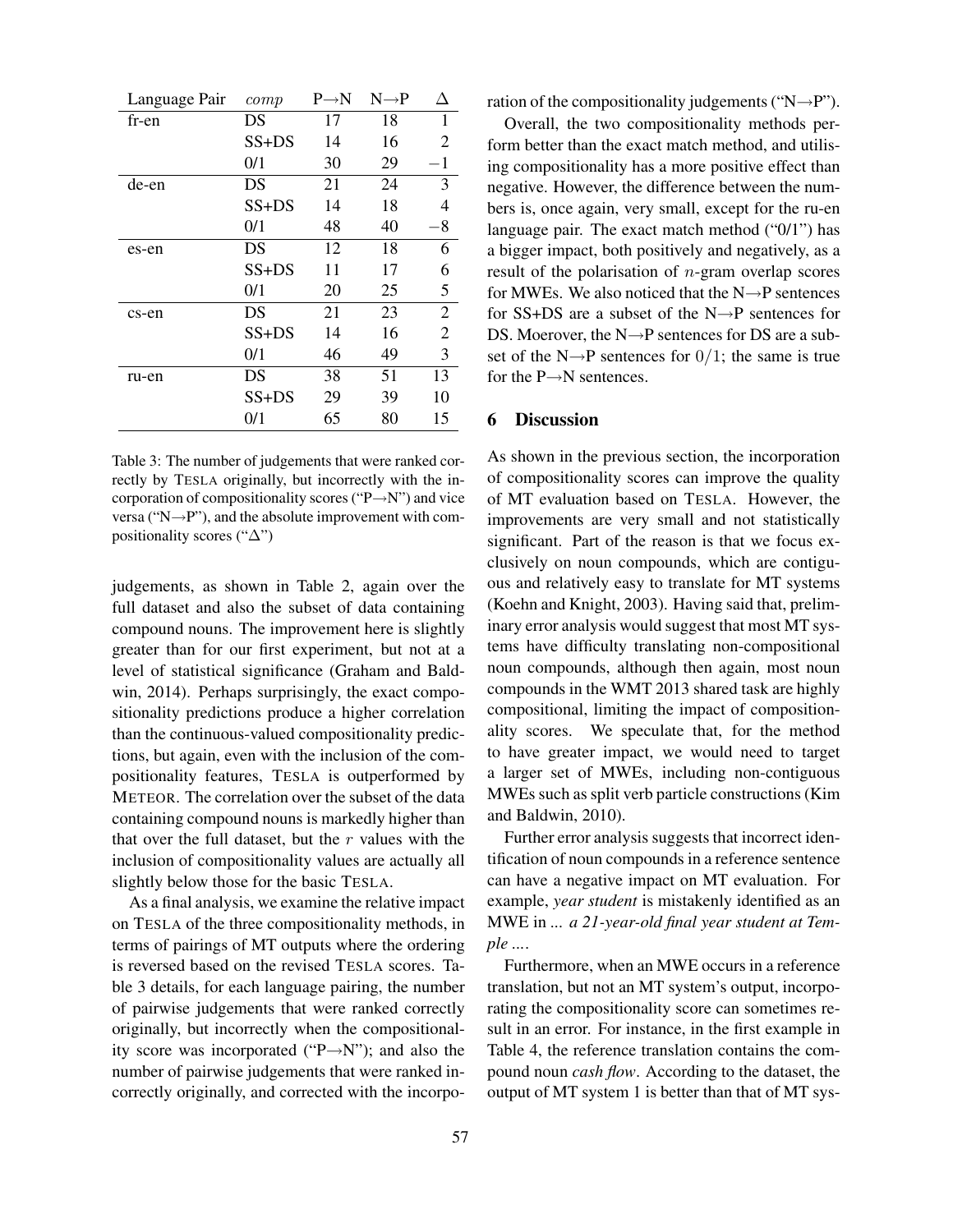| Language Pair | *comp* | P→N | N→P | Δ |
|---|---|---|---|---|
| fr-en | DS | 17 | 18 | 1 |
| | SS+DS | 14 | 16 | 2 |
| | 0/1 | 30 | 29 | $-1$ |
| de-en | DS | 21 | 24 | 3 |
| | SS+DS | 14 | 18 | 4 |
| | 0/1 | 48 | 40 | $-8$ |
| es-en | DS | 12 | 18 | 6 |
| | SS+DS | 11 | 17 | 6 |
| | 0/1 | 20 | 25 | 5 |
| cs-en | DS | 21 | 23 | 2 |
| | SS+DS | 14 | 16 | 2 |
| | 0/1 | 46 | 49 | 3 |
| ru-en | DS | 38 | 51 | 13 |
| | SS+DS | 29 | 39 | 10 |
| | 0/1 | 65 | 80 | 15 |

Table 3: The number of judgements that were ranked correctly by TESLA originally, but incorrectly with the incorporation of compositionality scores ("P→N") and vice versa ("N→P"), and the absolute improvement with compositionality scores ("Δ")

judgements, as shown in Table 2, again over the full dataset and also the subset of data containing compound nouns. The improvement here is slightly greater than for our first experiment, but not at a level of statistical significance (Graham and Baldwin, 2014). Perhaps surprisingly, the exact compositionality predictions produce a higher correlation than the continuous-valued compositionality predictions, but again, even with the inclusion of the compositionality features, TESLA is outperformed by METEOR. The correlation over the subset of the data containing compound nouns is markedly higher than that over the full dataset, but the $r$ values with the inclusion of compositionality values are actually all slightly below those for the basic TESLA.

As a final analysis, we examine the relative impact on TESLA of the three compositionality methods, in terms of pairings of MT outputs where the ordering is reversed based on the revised TESLA scores. Table 3 details, for each language pairing, the number of pairwise judgements that were ranked correctly originally, but incorrectly when the compositionality score was incorporated ("P→N"); and also the number of pairwise judgements that were ranked incorrectly originally, and corrected with the incorporation of the compositionality judgements ("N→P").

Overall, the two compositionality methods perform better than the exact match method, and utilising compositionality has a more positive effect than negative. However, the difference between the numbers is, once again, very small, except for the ru-en language pair. The exact match method ("0/1") has a bigger impact, both positively and negatively, as a result of the polarisation of $n$-gram overlap scores for MWEs. We also noticed that the N→P sentences for SS+DS are a subset of the N→P sentences for DS. Moerover, the N→P sentences for DS are a subset of the N→P sentences for $0/1$; the same is true for the P→N sentences.

## 6 Discussion

As shown in the previous section, the incorporation of compositionality scores can improve the quality of MT evaluation based on TESLA. However, the improvements are very small and not statistically significant. Part of the reason is that we focus exclusively on noun compounds, which are contiguous and relatively easy to translate for MT systems (Koehn and Knight, 2003). Having said that, preliminary error analysis would suggest that most MT systems have difficulty translating non-compositional noun compounds, although then again, most noun compounds in the WMT 2013 shared task are highly compositional, limiting the impact of compositionality scores. We speculate that, for the method to have greater impact, we would need to target a larger set of MWEs, including non-contiguous MWEs such as split verb particle constructions (Kim and Baldwin, 2010).

Further error analysis suggests that incorrect identification of noun compounds in a reference sentence can have a negative impact on MT evaluation. For example, *year student* is mistakenly identified as an MWE in *... a 21-year-old final year student at Temple ...*.

Furthermore, when an MWE occurs in a reference translation, but not an MT system's output, incorporating the compositionality score can sometimes result in an error. For instance, in the first example in Table 4, the reference translation contains the compound noun *cash flow*. According to the dataset, the output of MT system 1 is better than that of MT sys-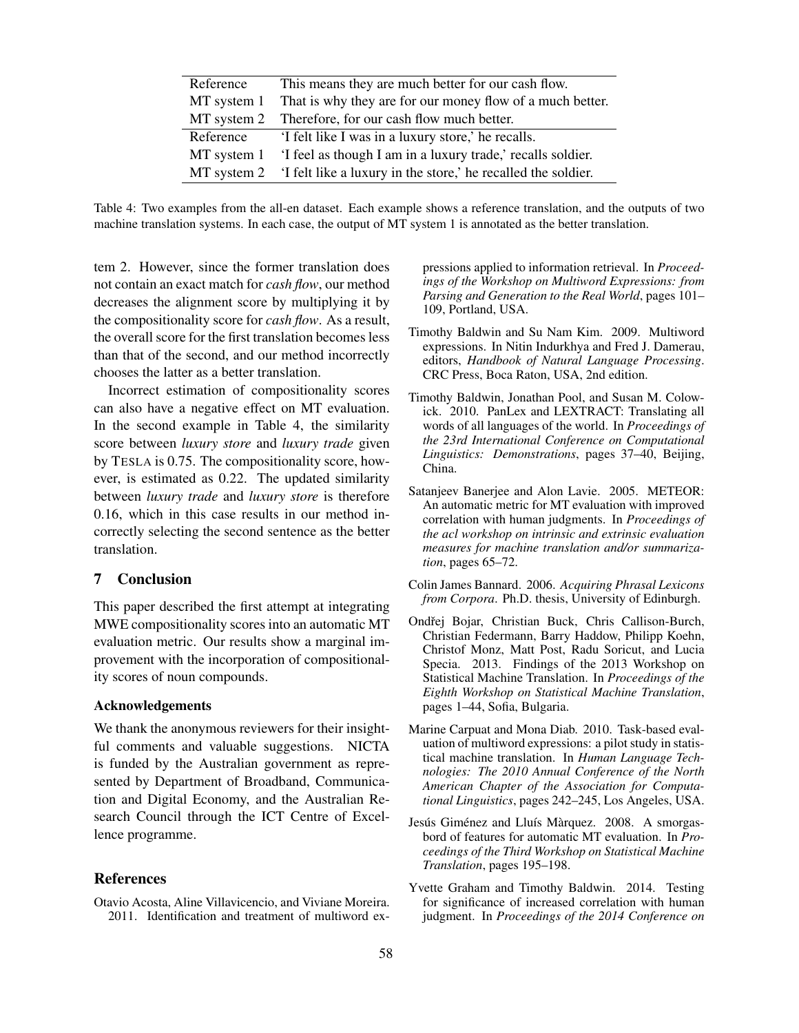| | |
|---|---|
| Reference | This means they are much better for our cash flow. |
| MT system 1 | That is why they are for our money flow of a much better. |
| MT system 2 | Therefore, for our cash flow much better. |
| Reference | 'I felt like I was in a luxury store,' he recalls. |
| MT system 1 | 'I feel as though I am in a luxury trade,' recalls soldier. |
| MT system 2 | 'I felt like a luxury in the store,' he recalled the soldier. |

Table 4: Two examples from the all-en dataset. Each example shows a reference translation, and the outputs of two machine translation systems. In each case, the output of MT system 1 is annotated as the better translation.

tem 2. However, since the former translation does not contain an exact match for *cash flow*, our method decreases the alignment score by multiplying it by the compositionality score for *cash flow*. As a result, the overall score for the first translation becomes less than that of the second, and our method incorrectly chooses the latter as a better translation.

Incorrect estimation of compositionality scores can also have a negative effect on MT evaluation. In the second example in Table 4, the similarity score between *luxury store* and *luxury trade* given by TESLA is 0.75. The compositionality score, however, is estimated as 0.22. The updated similarity between *luxury trade* and *luxury store* is therefore 0.16, which in this case results in our method incorrectly selecting the second sentence as the better translation.

## 7 Conclusion

This paper described the first attempt at integrating MWE compositionality scores into an automatic MT evaluation metric. Our results show a marginal improvement with the incorporation of compositionality scores of noun compounds.

### Acknowledgements

We thank the anonymous reviewers for their insightful comments and valuable suggestions. NICTA is funded by the Australian government as represented by Department of Broadband, Communication and Digital Economy, and the Australian Research Council through the ICT Centre of Excellence programme.

## References

Otavio Acosta, Aline Villavicencio, and Viviane Moreira. 2011. Identification and treatment of multiword expressions applied to information retrieval. In *Proceedings of the Workshop on Multiword Expressions: from Parsing and Generation to the Real World*, pages 101–109, Portland, USA.

Timothy Baldwin and Su Nam Kim. 2009. Multiword expressions. In Nitin Indurkhya and Fred J. Damerau, editors, *Handbook of Natural Language Processing*. CRC Press, Boca Raton, USA, 2nd edition.

Timothy Baldwin, Jonathan Pool, and Susan M. Colowick. 2010. PanLex and LEXTRACT: Translating all words of all languages of the world. In *Proceedings of the 23rd International Conference on Computational Linguistics: Demonstrations*, pages 37–40, Beijing, China.

Satanjeev Banerjee and Alon Lavie. 2005. METEOR: An automatic metric for MT evaluation with improved correlation with human judgments. In *Proceedings of the acl workshop on intrinsic and extrinsic evaluation measures for machine translation and/or summarization*, pages 65–72.

Colin James Bannard. 2006. *Acquiring Phrasal Lexicons from Corpora*. Ph.D. thesis, University of Edinburgh.

Ondřej Bojar, Christian Buck, Chris Callison-Burch, Christian Federmann, Barry Haddow, Philipp Koehn, Christof Monz, Matt Post, Radu Soricut, and Lucia Specia. 2013. Findings of the 2013 Workshop on Statistical Machine Translation. In *Proceedings of the Eighth Workshop on Statistical Machine Translation*, pages 1–44, Sofia, Bulgaria.

Marine Carpuat and Mona Diab. 2010. Task-based evaluation of multiword expressions: a pilot study in statistical machine translation. In *Human Language Technologies: The 2010 Annual Conference of the North American Chapter of the Association for Computational Linguistics*, pages 242–245, Los Angeles, USA.

Jesús Giménez and Lluís Màrquez. 2008. A smorgasbord of features for automatic MT evaluation. In *Proceedings of the Third Workshop on Statistical Machine Translation*, pages 195–198.

Yvette Graham and Timothy Baldwin. 2014. Testing for significance of increased correlation with human judgment. In *Proceedings of the 2014 Conference on*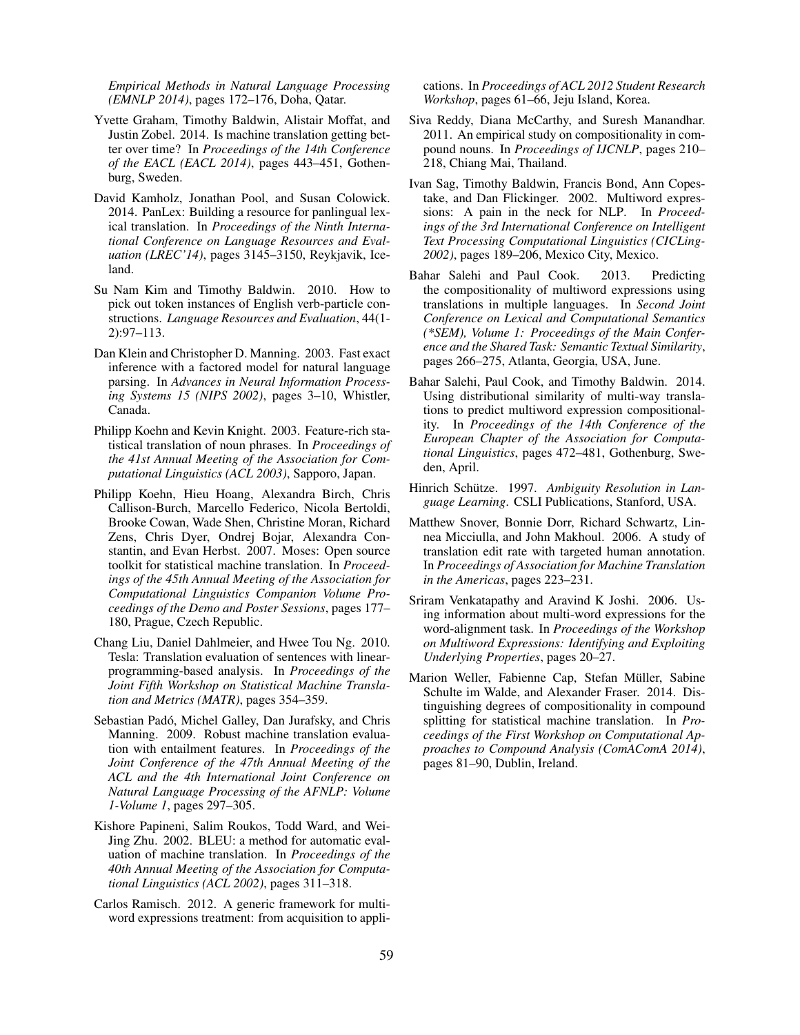*Empirical Methods in Natural Language Processing (EMNLP 2014)*, pages 172–176, Doha, Qatar.

Yvette Graham, Timothy Baldwin, Alistair Moffat, and Justin Zobel. 2014. Is machine translation getting better over time? In *Proceedings of the 14th Conference of the EACL (EACL 2014)*, pages 443–451, Gothenburg, Sweden.

David Kamholz, Jonathan Pool, and Susan Colowick. 2014. PanLex: Building a resource for panlingual lexical translation. In *Proceedings of the Ninth International Conference on Language Resources and Evaluation (LREC'14)*, pages 3145–3150, Reykjavik, Iceland.

Su Nam Kim and Timothy Baldwin. 2010. How to pick out token instances of English verb-particle constructions. *Language Resources and Evaluation*, 44(1-2):97–113.

Dan Klein and Christopher D. Manning. 2003. Fast exact inference with a factored model for natural language parsing. In *Advances in Neural Information Processing Systems 15 (NIPS 2002)*, pages 3–10, Whistler, Canada.

Philipp Koehn and Kevin Knight. 2003. Feature-rich statistical translation of noun phrases. In *Proceedings of the 41st Annual Meeting of the Association for Computational Linguistics (ACL 2003)*, Sapporo, Japan.

Philipp Koehn, Hieu Hoang, Alexandra Birch, Chris Callison-Burch, Marcello Federico, Nicola Bertoldi, Brooke Cowan, Wade Shen, Christine Moran, Richard Zens, Chris Dyer, Ondrej Bojar, Alexandra Constantin, and Evan Herbst. 2007. Moses: Open source toolkit for statistical machine translation. In *Proceedings of the 45th Annual Meeting of the Association for Computational Linguistics Companion Volume Proceedings of the Demo and Poster Sessions*, pages 177–180, Prague, Czech Republic.

Chang Liu, Daniel Dahlmeier, and Hwee Tou Ng. 2010. Tesla: Translation evaluation of sentences with linear-programming-based analysis. In *Proceedings of the Joint Fifth Workshop on Statistical Machine Translation and Metrics (MATR)*, pages 354–359.

Sebastian Padó, Michel Galley, Dan Jurafsky, and Chris Manning. 2009. Robust machine translation evaluation with entailment features. In *Proceedings of the Joint Conference of the 47th Annual Meeting of the ACL and the 4th International Joint Conference on Natural Language Processing of the AFNLP: Volume 1-Volume 1*, pages 297–305.

Kishore Papineni, Salim Roukos, Todd Ward, and Wei-Jing Zhu. 2002. BLEU: a method for automatic evaluation of machine translation. In *Proceedings of the 40th Annual Meeting of the Association for Computational Linguistics (ACL 2002)*, pages 311–318.

Carlos Ramisch. 2012. A generic framework for multiword expressions treatment: from acquisition to applications. In *Proceedings of ACL 2012 Student Research Workshop*, pages 61–66, Jeju Island, Korea.

Siva Reddy, Diana McCarthy, and Suresh Manandhar. 2011. An empirical study on compositionality in compound nouns. In *Proceedings of IJCNLP*, pages 210–218, Chiang Mai, Thailand.

Ivan Sag, Timothy Baldwin, Francis Bond, Ann Copestake, and Dan Flickinger. 2002. Multiword expressions: A pain in the neck for NLP. In *Proceedings of the 3rd International Conference on Intelligent Text Processing Computational Linguistics (CICLing-2002)*, pages 189–206, Mexico City, Mexico.

Bahar Salehi and Paul Cook. 2013. Predicting the compositionality of multiword expressions using translations in multiple languages. In *Second Joint Conference on Lexical and Computational Semantics (*SEM), Volume 1: Proceedings of the Main Conference and the Shared Task: Semantic Textual Similarity*, pages 266–275, Atlanta, Georgia, USA, June.

Bahar Salehi, Paul Cook, and Timothy Baldwin. 2014. Using distributional similarity of multi-way translations to predict multiword expression compositionality. In *Proceedings of the 14th Conference of the European Chapter of the Association for Computational Linguistics*, pages 472–481, Gothenburg, Sweden, April.

Hinrich Schütze. 1997. *Ambiguity Resolution in Language Learning*. CSLI Publications, Stanford, USA.

Matthew Snover, Bonnie Dorr, Richard Schwartz, Linnea Micciulla, and John Makhoul. 2006. A study of translation edit rate with targeted human annotation. In *Proceedings of Association for Machine Translation in the Americas*, pages 223–231.

Sriram Venkatapathy and Aravind K Joshi. 2006. Using information about multi-word expressions for the word-alignment task. In *Proceedings of the Workshop on Multiword Expressions: Identifying and Exploiting Underlying Properties*, pages 20–27.

Marion Weller, Fabienne Cap, Stefan Müller, Sabine Schulte im Walde, and Alexander Fraser. 2014. Distinguishing degrees of compositionality in compound splitting for statistical machine translation. In *Proceedings of the First Workshop on Computational Approaches to Compound Analysis (ComAComA 2014)*, pages 81–90, Dublin, Ireland.